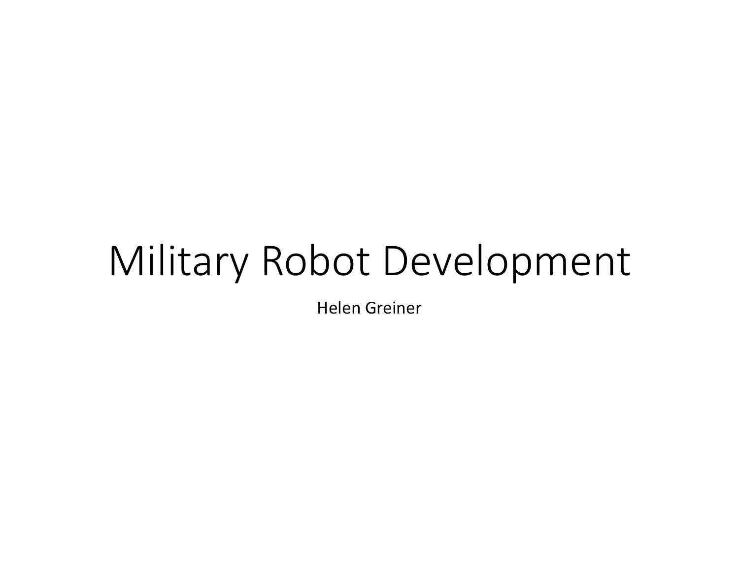# Military Robot Development

Helen Greiner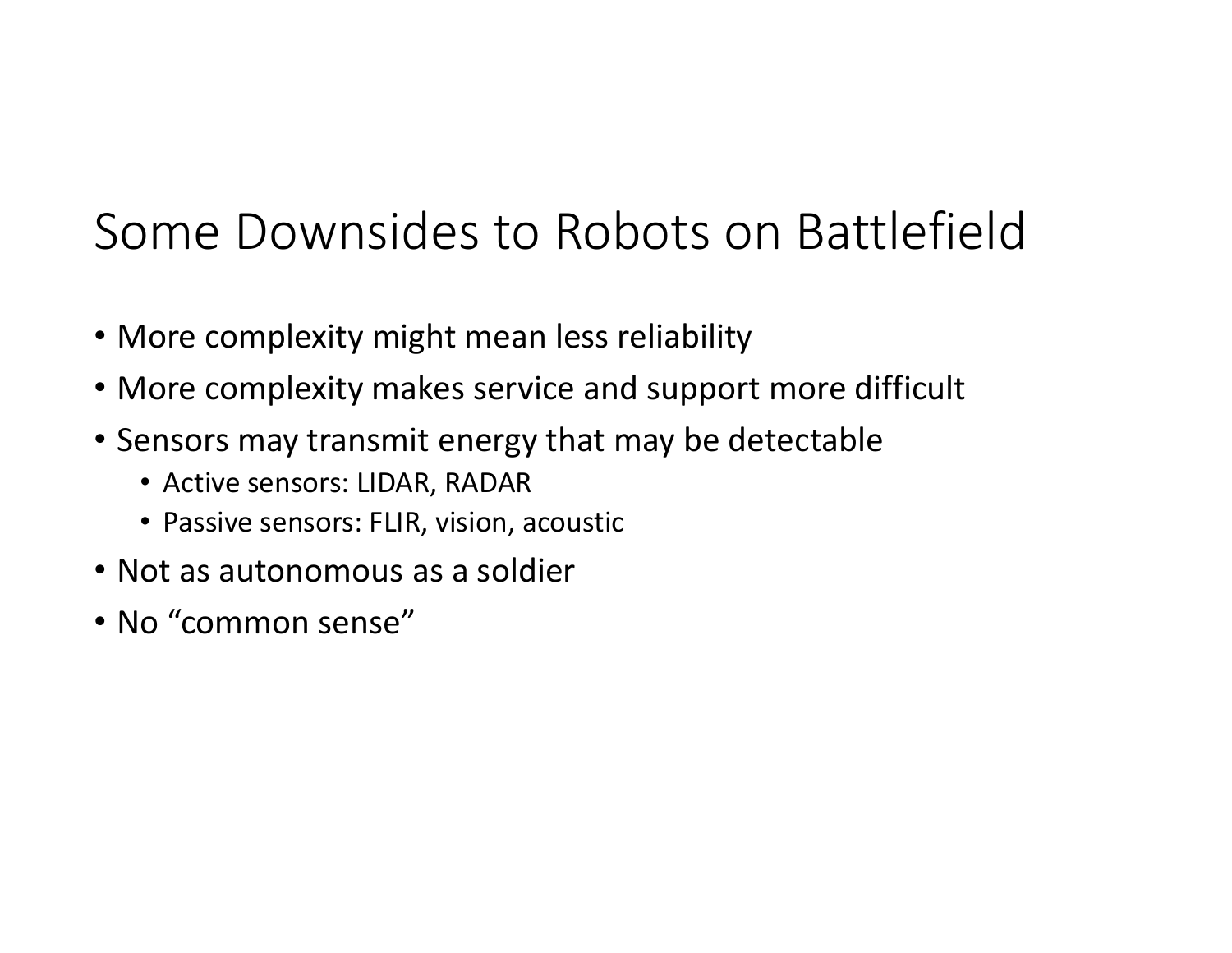# Some Downsides to Robots on Battlefield

- More complexity might mean less reliability
- More complexity makes service and support more difficult
- Sensors may transmit energy that may be detectable
  - Active sensors: LIDAR, RADAR
  - Passive sensors: FLIR, vision, acoustic
- Not as autonomous as a soldier
- No “common sense”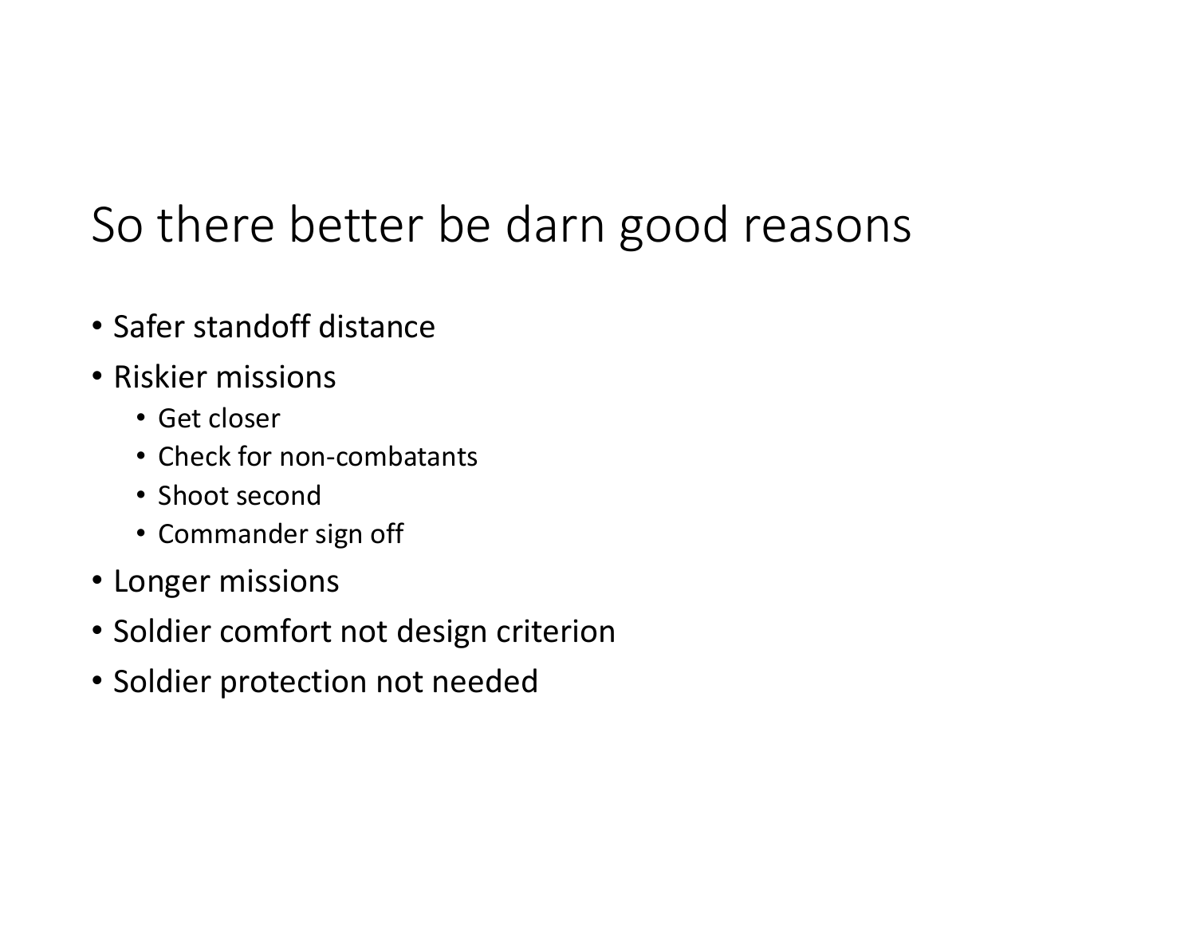# So there better be darn good reasons

- Safer standoff distance
- Riskier missions
  - Get closer
  - Check for non-combatants
  - Shoot second
  - Commander sign off
- Longer missions
- Soldier comfort not design criterion
- Soldier protection not needed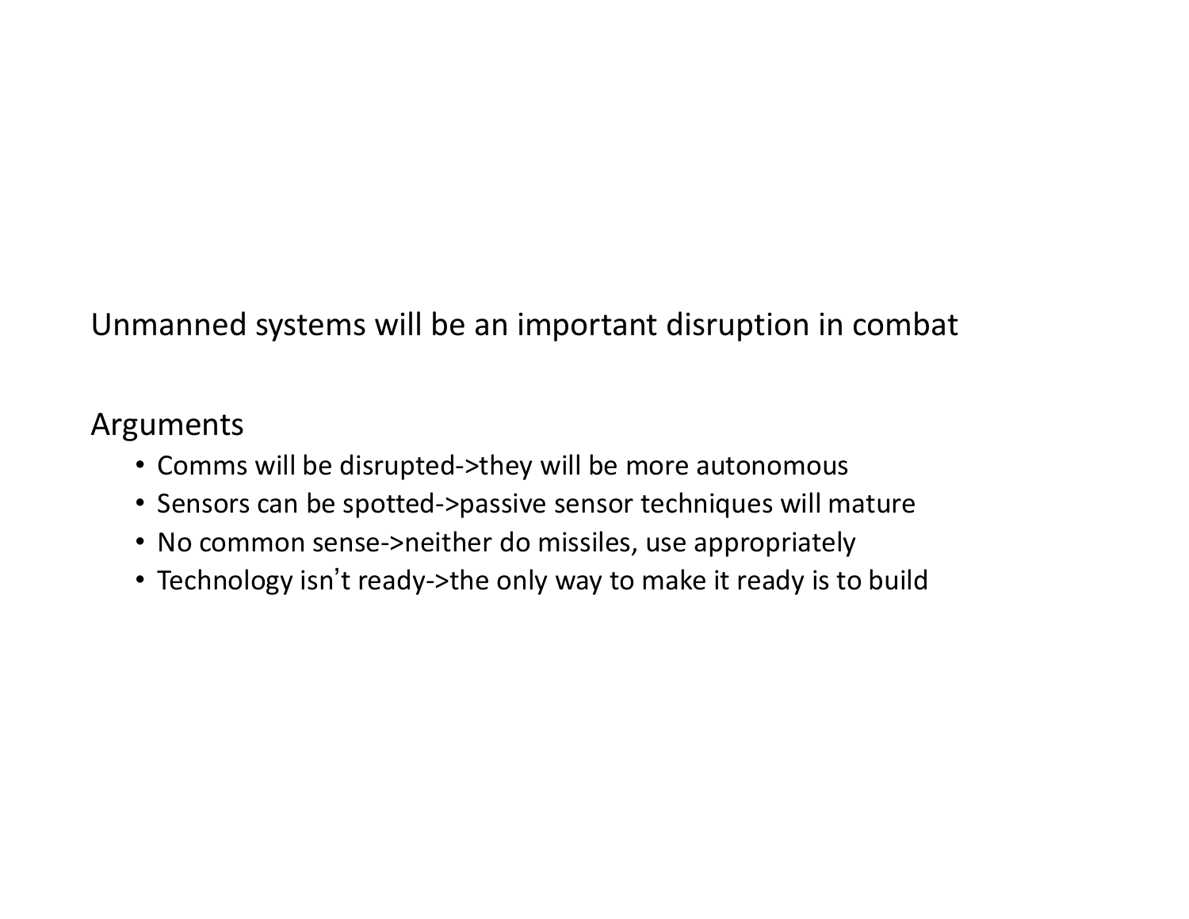Unmanned systems will be an important disruption in combat

Arguments

- Comms will be disrupted->they will be more autonomous
- Sensors can be spotted->passive sensor techniques will mature
- No common sense->neither do missiles, use appropriately
- Technology isn't ready->the only way to make it ready is to build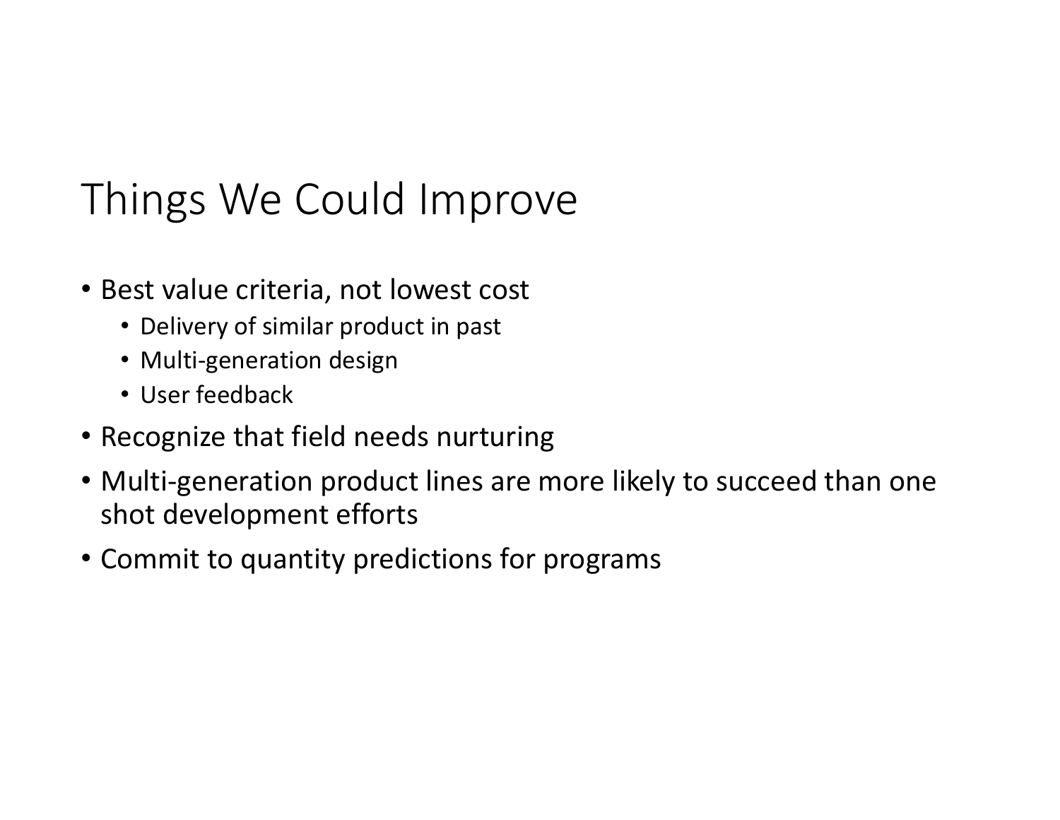# Things We Could Improve

- Best value criteria, not lowest cost
  - Delivery of similar product in past
  - Multi-generation design
  - User feedback
- Recognize that field needs nurturing
- Multi-generation product lines are more likely to succeed than one shot development efforts
- Commit to quantity predictions for programs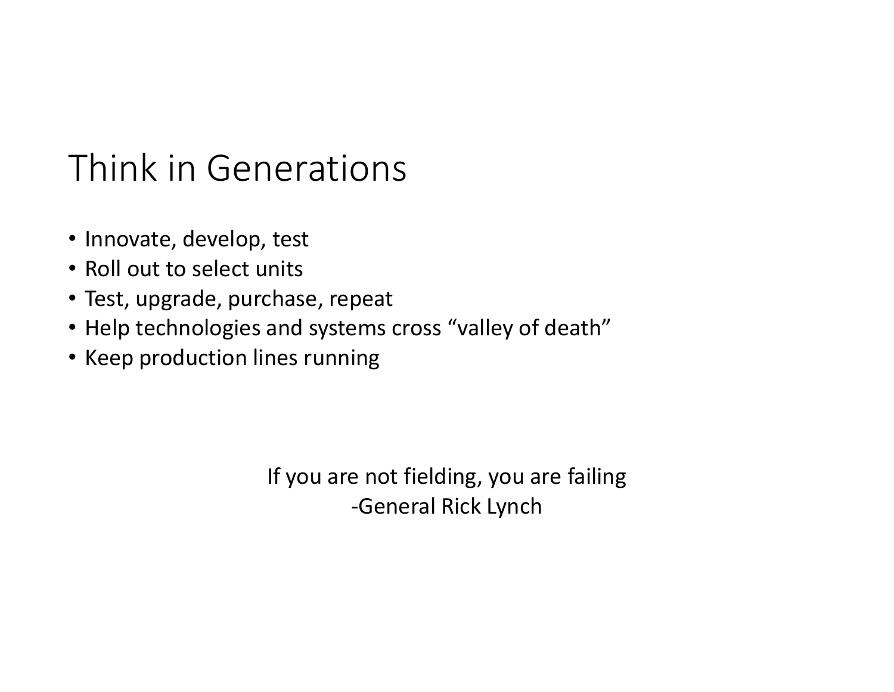# Think in Generations

- Innovate, develop, test
- Roll out to select units
- Test, upgrade, purchase, repeat
- Help technologies and systems cross “valley of death”
- Keep production lines running

If you are not fielding, you are failing
-General Rick Lynch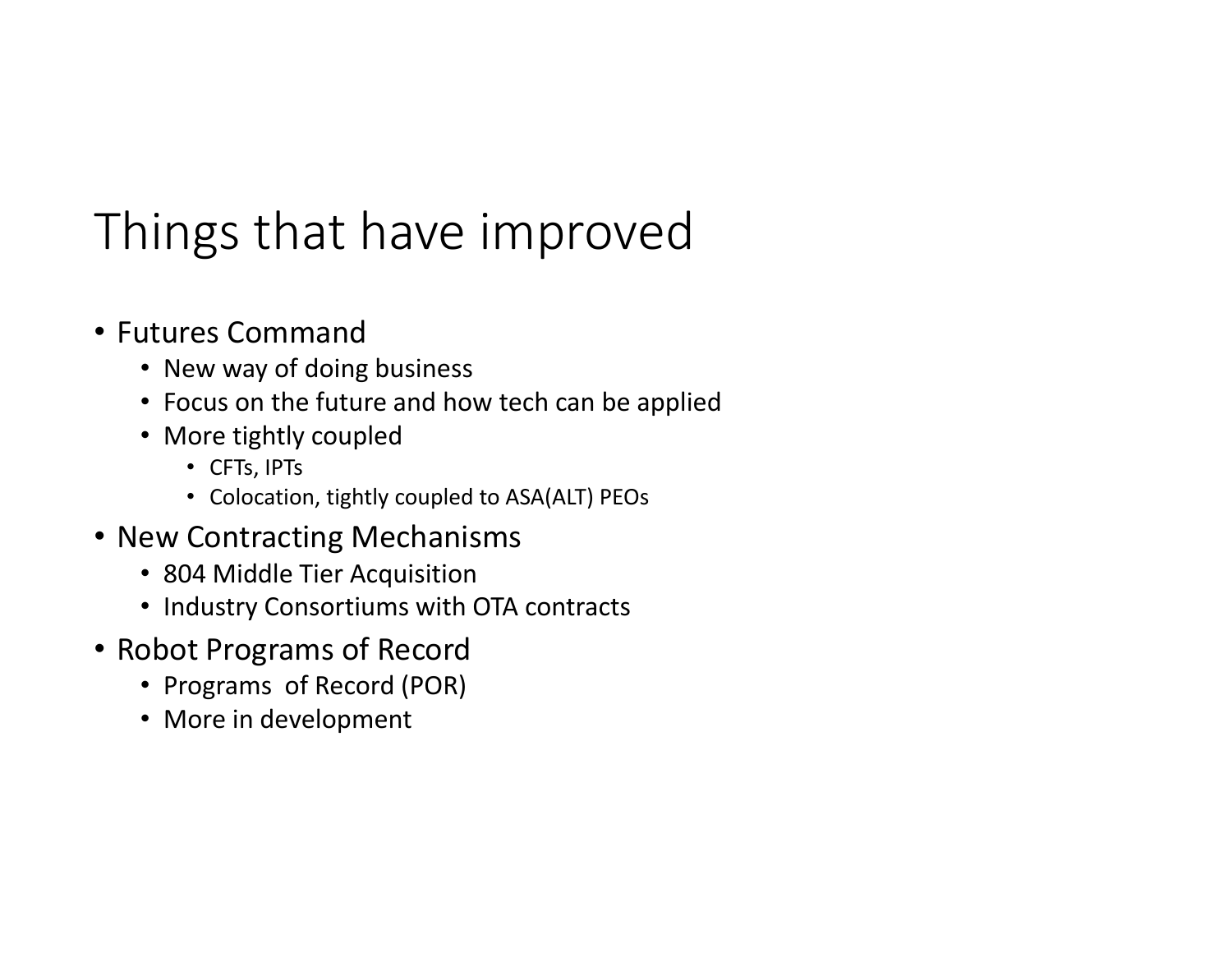# Things that have improved

- Futures Command
  - New way of doing business
  - Focus on the future and how tech can be applied
  - More tightly coupled
    - CFTs, IPTs
    - Colocation, tightly coupled to ASA(ALT) PEOs
- New Contracting Mechanisms
  - 804 Middle Tier Acquisition
  - Industry Consortiums with OTA contracts
- Robot Programs of Record
  - Programs of Record (POR)
  - More in development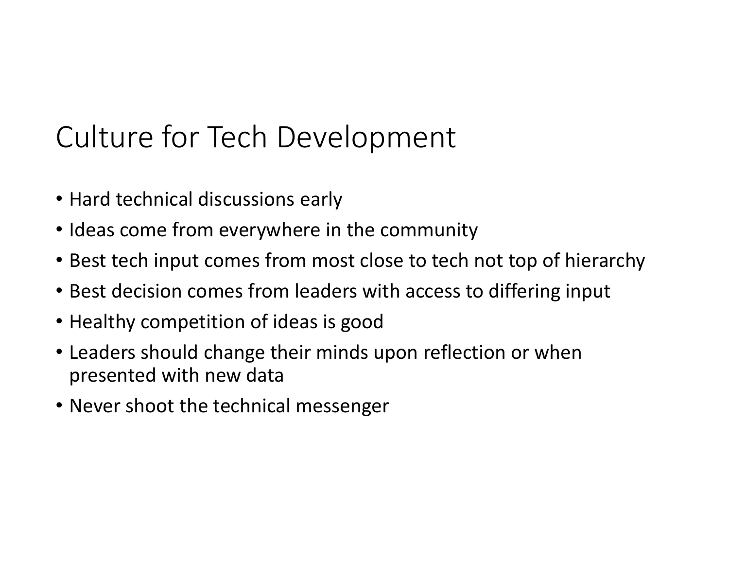# Culture for Tech Development

- Hard technical discussions early
- Ideas come from everywhere in the community
- Best tech input comes from most close to tech not top of hierarchy
- Best decision comes from leaders with access to differing input
- Healthy competition of ideas is good
- Leaders should change their minds upon reflection or when presented with new data
- Never shoot the technical messenger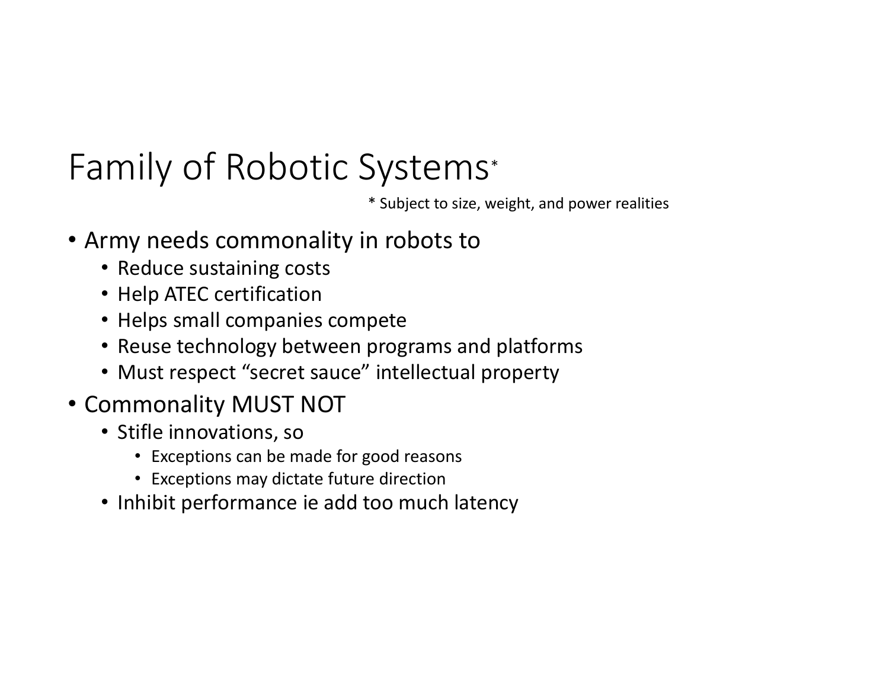# Family of Robotic Systems*

\* Subject to size, weight, and power realities

- Army needs commonality in robots to
  - Reduce sustaining costs
  - Help ATEC certification
  - Helps small companies compete
  - Reuse technology between programs and platforms
  - Must respect "secret sauce" intellectual property
- Commonality MUST NOT
  - Stifle innovations, so
    - Exceptions can be made for good reasons
    - Exceptions may dictate future direction
  - Inhibit performance ie add too much latency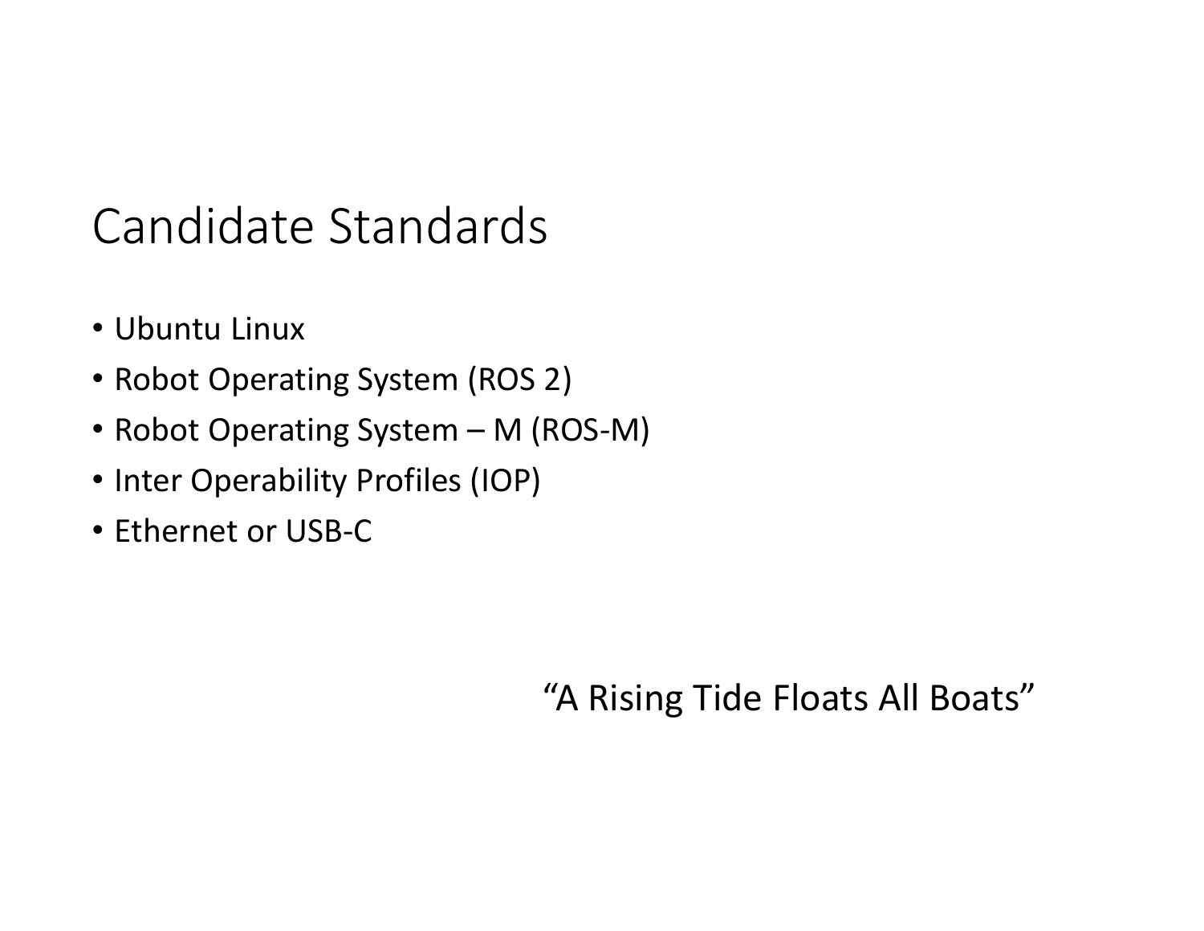# Candidate Standards

- Ubuntu Linux
- Robot Operating System (ROS 2)
- Robot Operating System – M (ROS-M)
- Inter Operability Profiles (IOP)
- Ethernet or USB-C

"A Rising Tide Floats All Boats"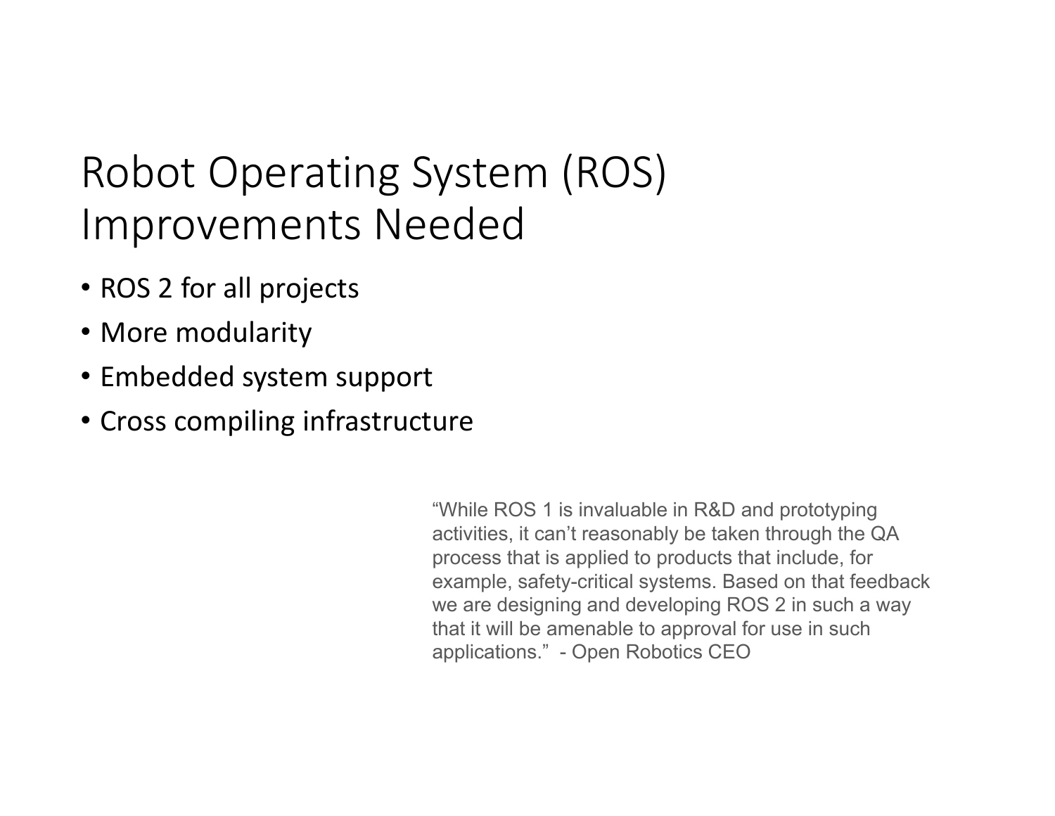# Robot Operating System (ROS) Improvements Needed

- ROS 2 for all projects
- More modularity
- Embedded system support
- Cross compiling infrastructure

"While ROS 1 is invaluable in R&D and prototyping activities, it can't reasonably be taken through the QA process that is applied to products that include, for example, safety-critical systems. Based on that feedback we are designing and developing ROS 2 in such a way that it will be amenable to approval for use in such applications." - Open Robotics CEO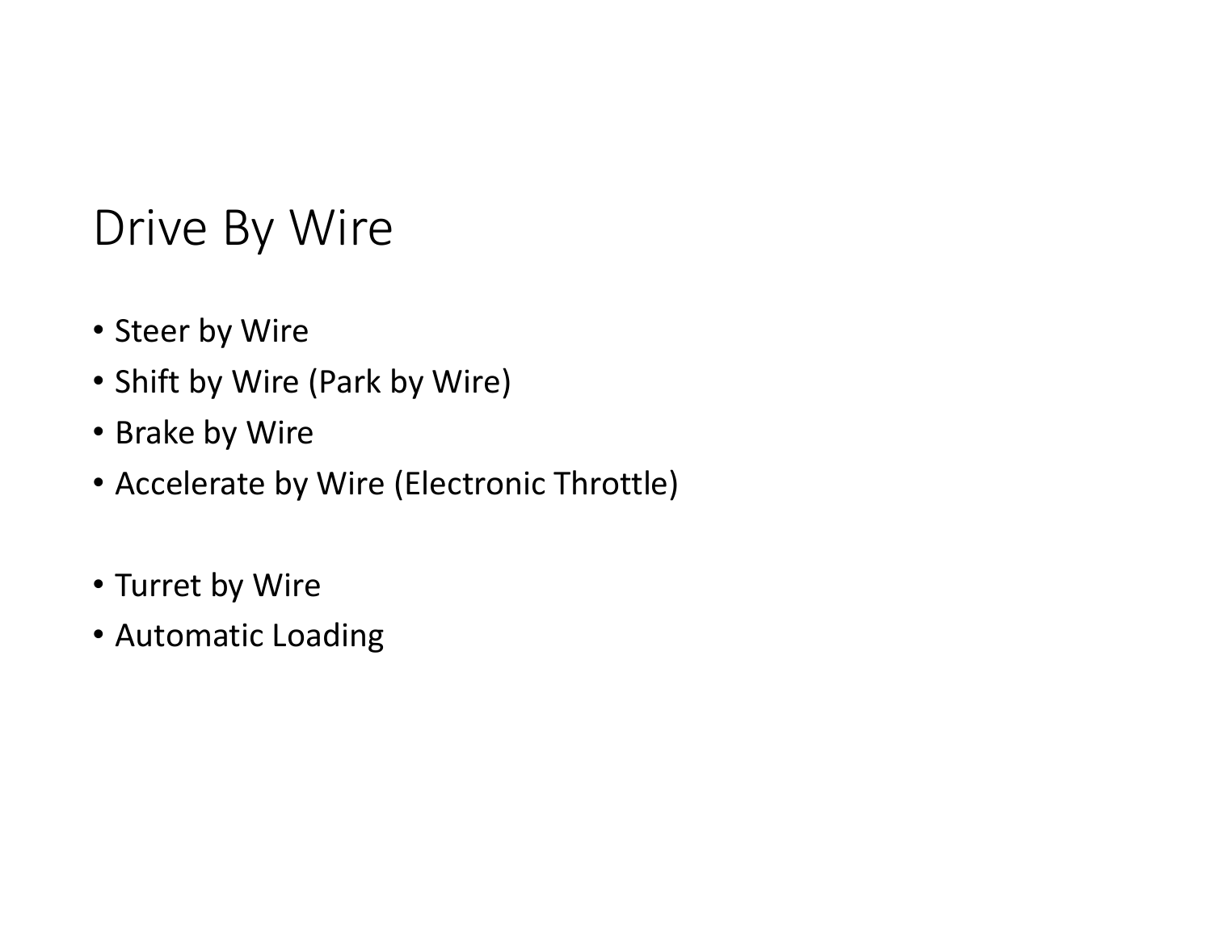# Drive By Wire

- Steer by Wire
- Shift by Wire (Park by Wire)
- Brake by Wire
- Accelerate by Wire (Electronic Throttle)

- Turret by Wire
- Automatic Loading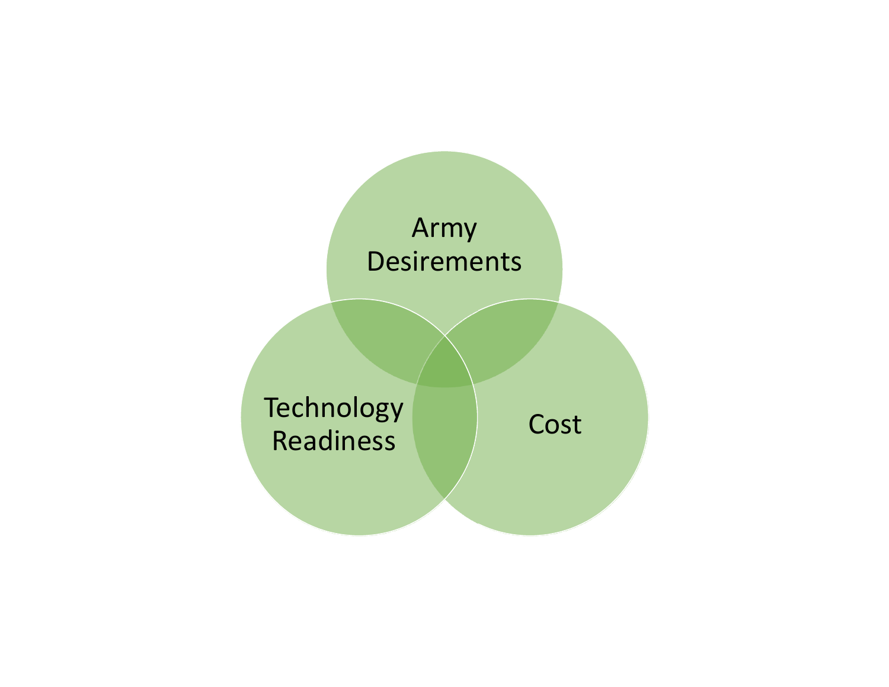Army Desirements

Technology Readiness

Cost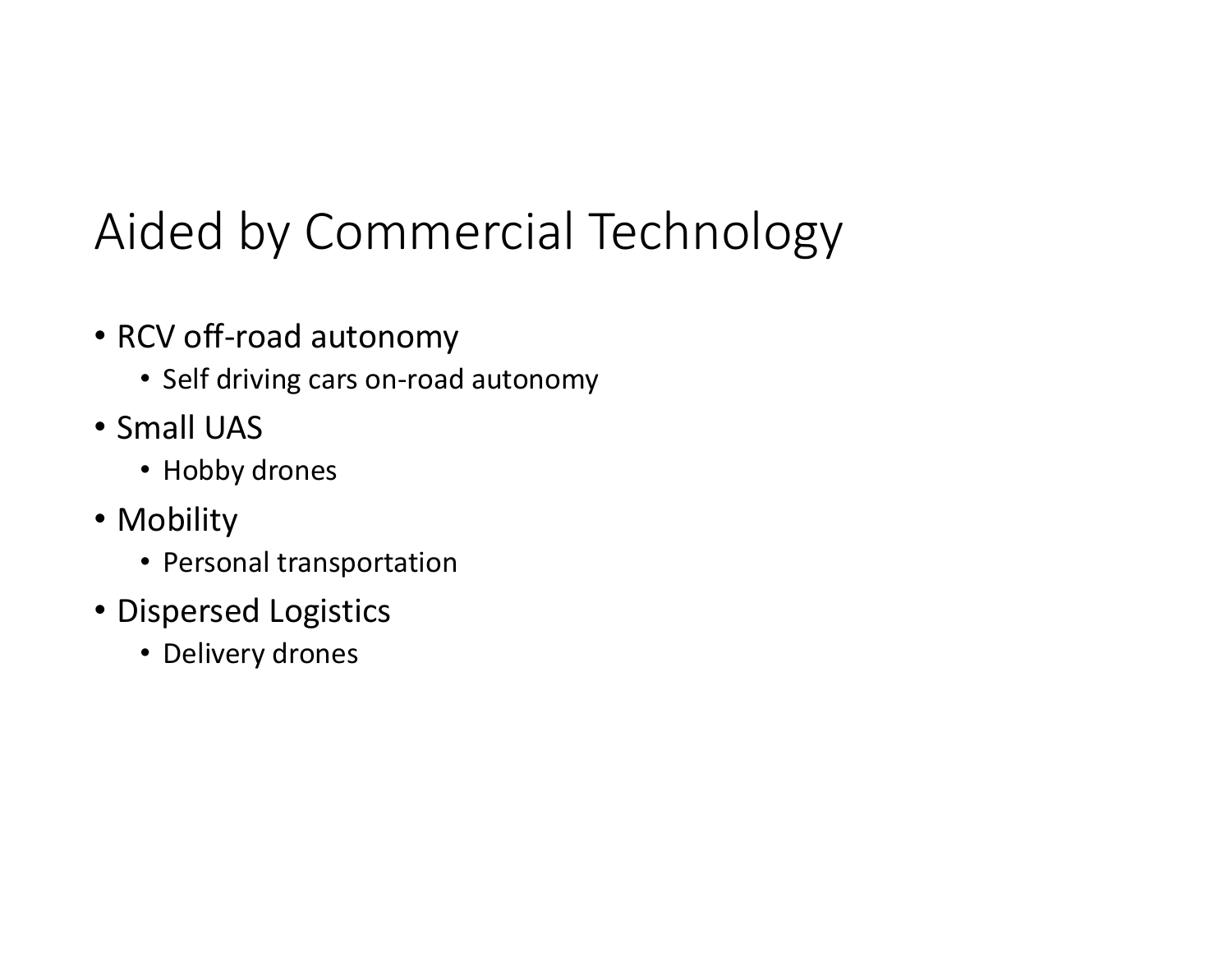# Aided by Commercial Technology

- RCV off-road autonomy
  - Self driving cars on-road autonomy
- Small UAS
  - Hobby drones
- Mobility
  - Personal transportation
- Dispersed Logistics
  - Delivery drones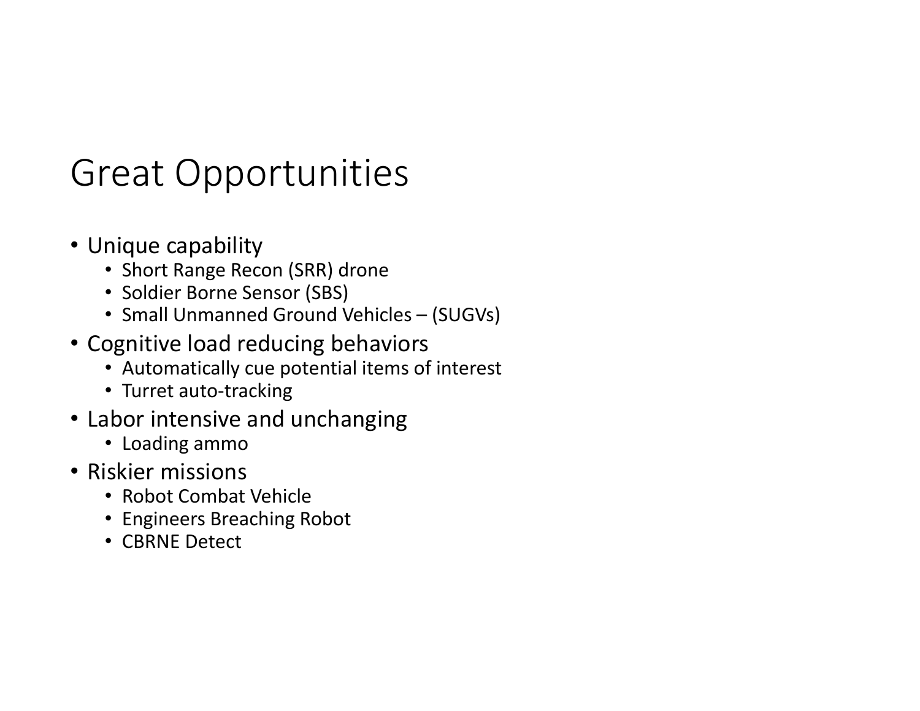# Great Opportunities

- Unique capability
  - Short Range Recon (SRR) drone
  - Soldier Borne Sensor (SBS)
  - Small Unmanned Ground Vehicles – (SUGVs)
- Cognitive load reducing behaviors
  - Automatically cue potential items of interest
  - Turret auto-tracking
- Labor intensive and unchanging
  - Loading ammo
- Riskier missions
  - Robot Combat Vehicle
  - Engineers Breaching Robot
  - CBRNE Detect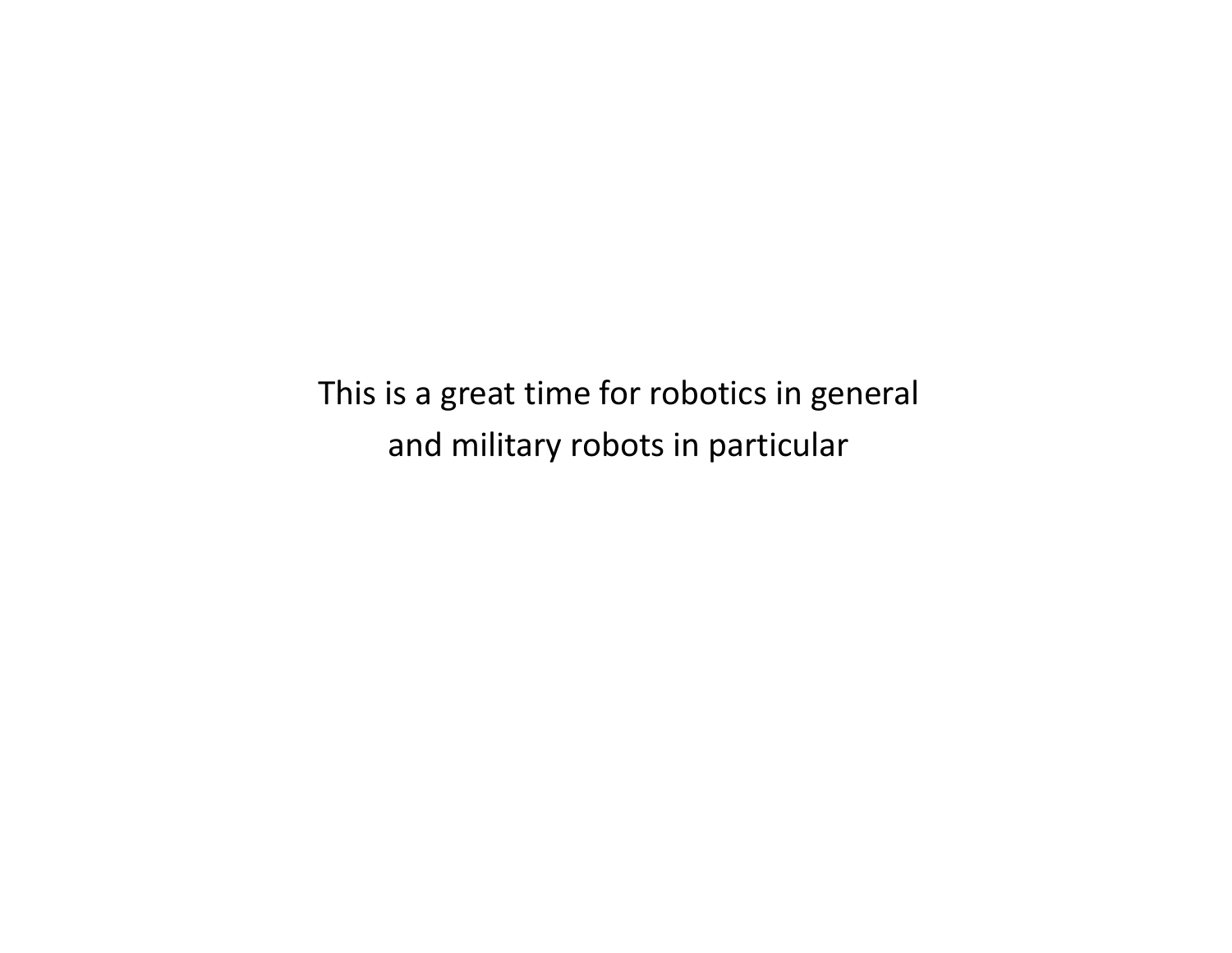This is a great time for robotics in general
and military robots in particular